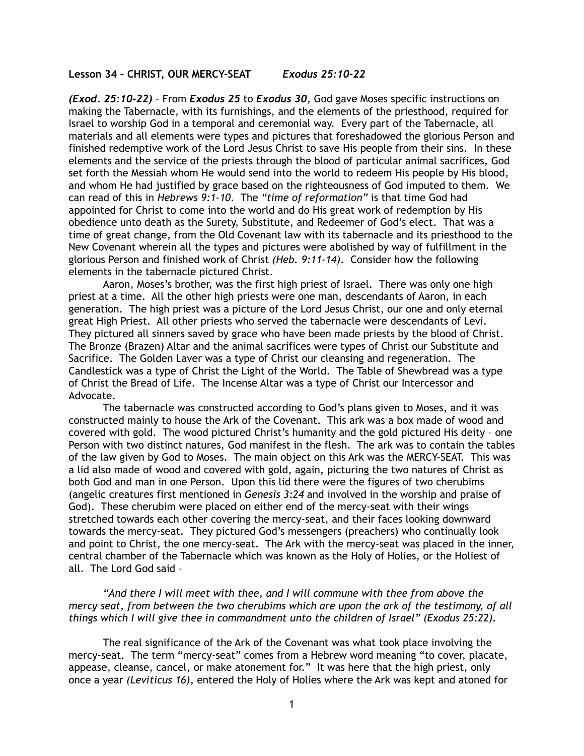**Lesson 34 – CHRIST, OUR MERCY-SEAT** *Exodus 25:10-22*

***(Exod. 25:10-22)*** – From ***Exodus 25*** to ***Exodus 30***, God gave Moses specific instructions on making the Tabernacle, with its furnishings, and the elements of the priesthood, required for Israel to worship God in a temporal and ceremonial way. Every part of the Tabernacle, all materials and all elements were types and pictures that foreshadowed the glorious Person and finished redemptive work of the Lord Jesus Christ to save His people from their sins. In these elements and the service of the priests through the blood of particular animal sacrifices, God set forth the Messiah whom He would send into the world to redeem His people by His blood, and whom He had justified by grace based on the righteousness of God imputed to them. We can read of this in *Hebrews 9:1-10*. The *"time of reformation"* is that time God had appointed for Christ to come into the world and do His great work of redemption by His obedience unto death as the Surety, Substitute, and Redeemer of God's elect. That was a time of great change, from the Old Covenant law with its tabernacle and its priesthood to the New Covenant wherein all the types and pictures were abolished by way of fulfillment in the glorious Person and finished work of Christ *(Heb. 9:11-14)*. Consider how the following elements in the tabernacle pictured Christ.

Aaron, Moses's brother, was the first high priest of Israel. There was only one high priest at a time. All the other high priests were one man, descendants of Aaron, in each generation. The high priest was a picture of the Lord Jesus Christ, our one and only eternal great High Priest. All other priests who served the tabernacle were descendants of Levi. They pictured all sinners saved by grace who have been made priests by the blood of Christ. The Bronze (Brazen) Altar and the animal sacrifices were types of Christ our Substitute and Sacrifice. The Golden Laver was a type of Christ our cleansing and regeneration. The Candlestick was a type of Christ the Light of the World. The Table of Shewbread was a type of Christ the Bread of Life. The Incense Altar was a type of Christ our Intercessor and Advocate.

The tabernacle was constructed according to God's plans given to Moses, and it was constructed mainly to house the Ark of the Covenant. This ark was a box made of wood and covered with gold. The wood pictured Christ's humanity and the gold pictured His deity – one Person with two distinct natures, God manifest in the flesh. The ark was to contain the tables of the law given by God to Moses. The main object on this Ark was the MERCY-SEAT. This was a lid also made of wood and covered with gold, again, picturing the two natures of Christ as both God and man in one Person. Upon this lid there were the figures of two cherubims (angelic creatures first mentioned in *Genesis 3:24* and involved in the worship and praise of God). These cherubim were placed on either end of the mercy-seat with their wings stretched towards each other covering the mercy-seat, and their faces looking downward towards the mercy-seat. They pictured God's messengers (preachers) who continually look and point to Christ, the one mercy-seat. The Ark with the mercy-seat was placed in the inner, central chamber of the Tabernacle which was known as the Holy of Holies, or the Holiest of all. The Lord God said –

> *"And there I will meet with thee, and I will commune with thee from above the mercy seat, from between the two cherubims which are upon the ark of the testimony, of all things which I will give thee in commandment unto the children of Israel" (Exodus 25:22).*

The real significance of the Ark of the Covenant was what took place involving the mercy-seat. The term "mercy-seat" comes from a Hebrew word meaning "to cover, placate, appease, cleanse, cancel, or make atonement for." It was here that the high priest, only once a year *(Leviticus 16)*, entered the Holy of Holies where the Ark was kept and atoned for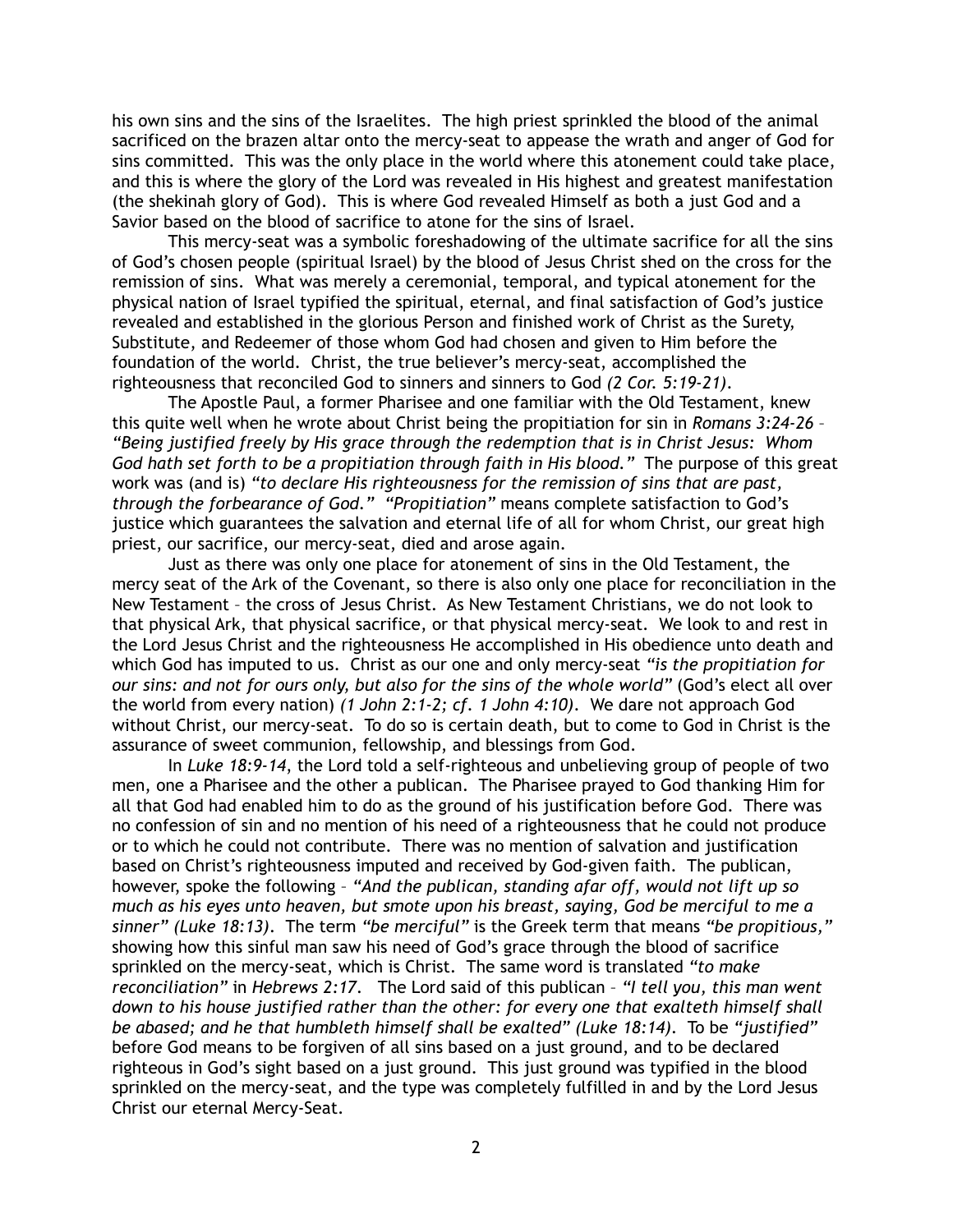his own sins and the sins of the Israelites. The high priest sprinkled the blood of the animal sacrificed on the brazen altar onto the mercy-seat to appease the wrath and anger of God for sins committed. This was the only place in the world where this atonement could take place, and this is where the glory of the Lord was revealed in His highest and greatest manifestation (the shekinah glory of God). This is where God revealed Himself as both a just God and a Savior based on the blood of sacrifice to atone for the sins of Israel.

This mercy-seat was a symbolic foreshadowing of the ultimate sacrifice for all the sins of God's chosen people (spiritual Israel) by the blood of Jesus Christ shed on the cross for the remission of sins. What was merely a ceremonial, temporal, and typical atonement for the physical nation of Israel typified the spiritual, eternal, and final satisfaction of God's justice revealed and established in the glorious Person and finished work of Christ as the Surety, Substitute, and Redeemer of those whom God had chosen and given to Him before the foundation of the world. Christ, the true believer's mercy-seat, accomplished the righteousness that reconciled God to sinners and sinners to God *(2 Cor. 5:19-21)*.

The Apostle Paul, a former Pharisee and one familiar with the Old Testament, knew this quite well when he wrote about Christ being the propitiation for sin in *Romans 3:24-26* – *"Being justified freely by His grace through the redemption that is in Christ Jesus: Whom God hath set forth to be a propitiation through faith in His blood."* The purpose of this great work was (and is) *"to declare His righteousness for the remission of sins that are past, through the forbearance of God." "Propitiation"* means complete satisfaction to God's justice which guarantees the salvation and eternal life of all for whom Christ, our great high priest, our sacrifice, our mercy-seat, died and arose again.

Just as there was only one place for atonement of sins in the Old Testament, the mercy seat of the Ark of the Covenant, so there is also only one place for reconciliation in the New Testament – the cross of Jesus Christ. As New Testament Christians, we do not look to that physical Ark, that physical sacrifice, or that physical mercy-seat. We look to and rest in the Lord Jesus Christ and the righteousness He accomplished in His obedience unto death and which God has imputed to us. Christ as our one and only mercy-seat *"is the propitiation for our sins: and not for ours only, but also for the sins of the whole world"* (God's elect all over the world from every nation) *(1 John 2:1-2; cf. 1 John 4:10)*. We dare not approach God without Christ, our mercy-seat. To do so is certain death, but to come to God in Christ is the assurance of sweet communion, fellowship, and blessings from God.

In *Luke 18:9-14*, the Lord told a self-righteous and unbelieving group of people of two men, one a Pharisee and the other a publican. The Pharisee prayed to God thanking Him for all that God had enabled him to do as the ground of his justification before God. There was no confession of sin and no mention of his need of a righteousness that he could not produce or to which he could not contribute. There was no mention of salvation and justification based on Christ's righteousness imputed and received by God-given faith. The publican, however, spoke the following – *"And the publican, standing afar off, would not lift up so much as his eyes unto heaven, but smote upon his breast, saying, God be merciful to me a sinner" (Luke 18:13)*. The term *"be merciful"* is the Greek term that means *"be propitious,"* showing how this sinful man saw his need of God's grace through the blood of sacrifice sprinkled on the mercy-seat, which is Christ. The same word is translated *"to make reconciliation"* in *Hebrews 2:17*. The Lord said of this publican – *"I tell you, this man went down to his house justified rather than the other: for every one that exalteth himself shall be abased; and he that humbleth himself shall be exalted" (Luke 18:14)*. To be *"justified"* before God means to be forgiven of all sins based on a just ground, and to be declared righteous in God's sight based on a just ground. This just ground was typified in the blood sprinkled on the mercy-seat, and the type was completely fulfilled in and by the Lord Jesus Christ our eternal Mercy-Seat.